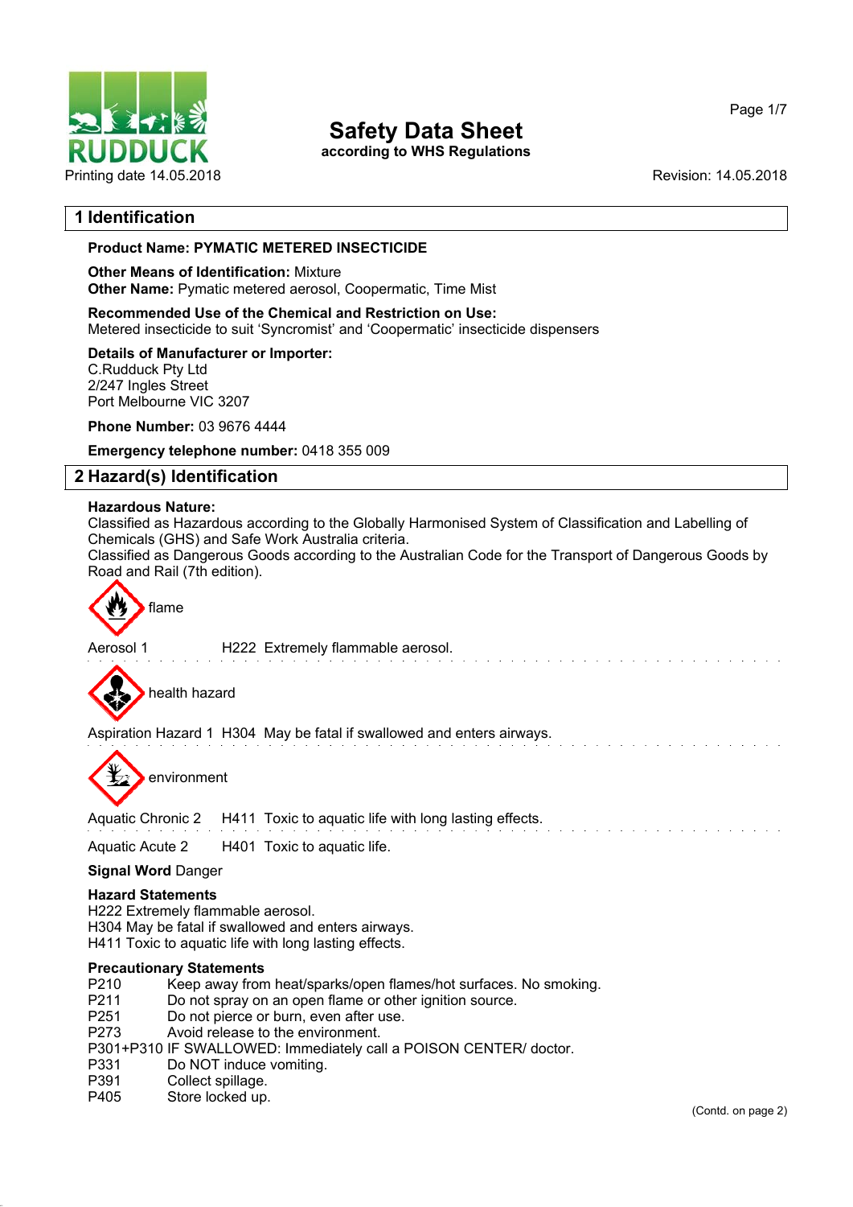# Safety Data Sheet

**according to WHS Regulations**

Printing date 14.05.2018 | Revision: 14.05.2018

## 1 Identification

**Product Name: PYMATIC METERED INSECTICIDE**

**Other Means of Identification:** Mixture
**Other Name:** Pymatic metered aerosol, Coopermatic, Time Mist

**Recommended Use of the Chemical and Restriction on Use:**
Metered insecticide to suit 'Syncromist' and 'Coopermatic' insecticide dispensers

**Details of Manufacturer or Importer:**
C.Rudduck Pty Ltd
2/247 Ingles Street
Port Melbourne VIC 3207

**Phone Number:** 03 9676 4444

**Emergency telephone number:** 0418 355 009

## 2 Hazard(s) Identification

**Hazardous Nature:**
Classified as Hazardous according to the Globally Harmonised System of Classification and Labelling of Chemicals (GHS) and Safe Work Australia criteria.
Classified as Dangerous Goods according to the Australian Code for the Transport of Dangerous Goods by Road and Rail (7th edition).

flame

Aerosol 1 H222 Extremely flammable aerosol.

health hazard

Aspiration Hazard 1 H304 May be fatal if swallowed and enters airways.

environment

Aquatic Chronic 2 H411 Toxic to aquatic life with long lasting effects.

Aquatic Acute 2 H401 Toxic to aquatic life.

**Signal Word** Danger

**Hazard Statements**
H222 Extremely flammable aerosol.
H304 May be fatal if swallowed and enters airways.
H411 Toxic to aquatic life with long lasting effects.

**Precautionary Statements**
P210 Keep away from heat/sparks/open flames/hot surfaces. No smoking.
P211 Do not spray on an open flame or other ignition source.
P251 Do not pierce or burn, even after use.
P273 Avoid release to the environment.
P301+P310 IF SWALLOWED: Immediately call a POISON CENTER/ doctor.
P331 Do NOT induce vomiting.
P391 Collect spillage.
P405 Store locked up.

(Contd. on page 2)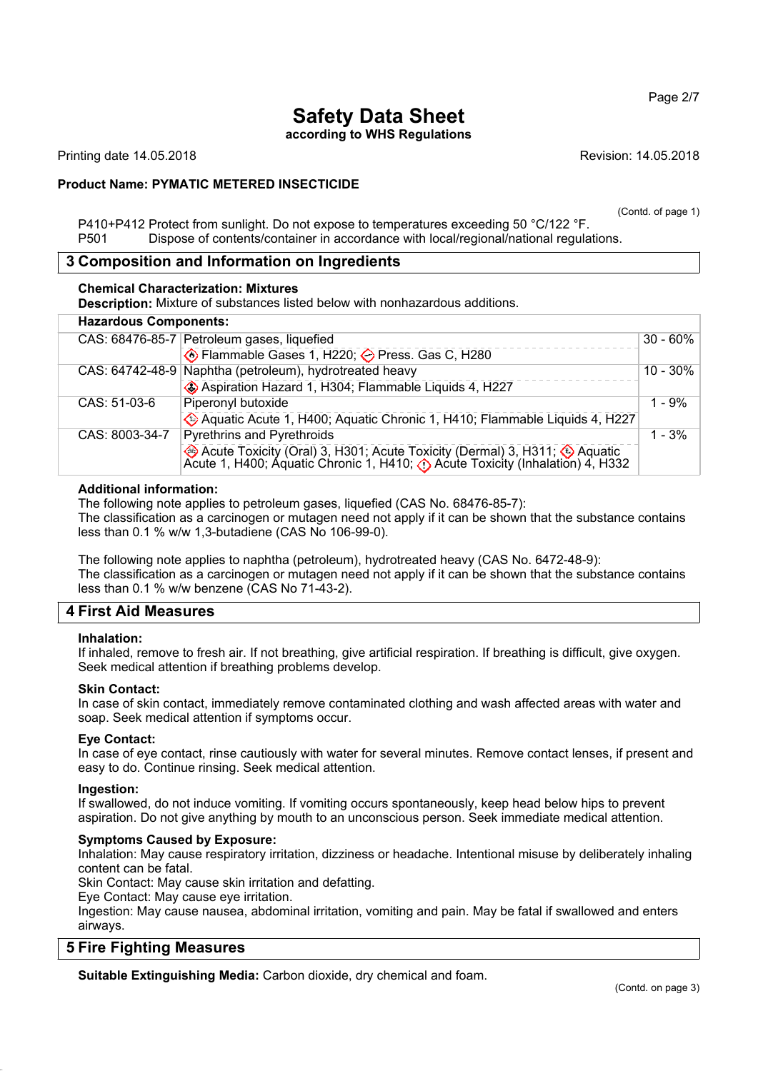P410+P412 Protect from sunlight. Do not expose to temperatures exceeding 50 °C/122 °F.
P501 Dispose of contents/container in accordance with local/regional/national regulations.

## 3 Composition and Information on Ingredients

**Chemical Characterization: Mixtures**
**Description:** Mixture of substances listed below with nonhazardous additions.

| Hazardous Components: | | |
|---|---|---|
| CAS: 68476-85-7 | Petroleum gases, liquefied<br>Flammable Gases 1, H220; Press. Gas C, H280 | 30 - 60% |
| CAS: 64742-48-9 | Naphtha (petroleum), hydrotreated heavy<br>Aspiration Hazard 1, H304; Flammable Liquids 4, H227 | 10 - 30% |
| CAS: 51-03-6 | Piperonyl butoxide<br>Aquatic Acute 1, H400; Aquatic Chronic 1, H410; Flammable Liquids 4, H227 | 1 - 9% |
| CAS: 8003-34-7 | Pyrethrins and Pyrethroids<br>Acute Toxicity (Oral) 3, H301; Acute Toxicity (Dermal) 3, H311; Aquatic Acute 1, H400; Aquatic Chronic 1, H410; Acute Toxicity (Inhalation) 4, H332 | 1 - 3% |

**Additional information:**
The following note applies to petroleum gases, liquefied (CAS No. 68476-85-7):
The classification as a carcinogen or mutagen need not apply if it can be shown that the substance contains less than 0.1 % w/w 1,3-butadiene (CAS No 106-99-0).

The following note applies to naphtha (petroleum), hydrotreated heavy (CAS No. 6472-48-9):
The classification as a carcinogen or mutagen need not apply if it can be shown that the substance contains less than 0.1 % w/w benzene (CAS No 71-43-2).

## 4 First Aid Measures

**Inhalation:**
If inhaled, remove to fresh air. If not breathing, give artificial respiration. If breathing is difficult, give oxygen. Seek medical attention if breathing problems develop.

**Skin Contact:**
In case of skin contact, immediately remove contaminated clothing and wash affected areas with water and soap. Seek medical attention if symptoms occur.

**Eye Contact:**
In case of eye contact, rinse cautiously with water for several minutes. Remove contact lenses, if present and easy to do. Continue rinsing. Seek medical attention.

**Ingestion:**
If swallowed, do not induce vomiting. If vomiting occurs spontaneously, keep head below hips to prevent aspiration. Do not give anything by mouth to an unconscious person. Seek immediate medical attention.

**Symptoms Caused by Exposure:**
Inhalation: May cause respiratory irritation, dizziness or headache. Intentional misuse by deliberately inhaling content can be fatal.
Skin Contact: May cause skin irritation and defatting.
Eye Contact: May cause eye irritation.
Ingestion: May cause nausea, abdominal irritation, vomiting and pain. May be fatal if swallowed and enters airways.

## 5 Fire Fighting Measures

**Suitable Extinguishing Media:** Carbon dioxide, dry chemical and foam.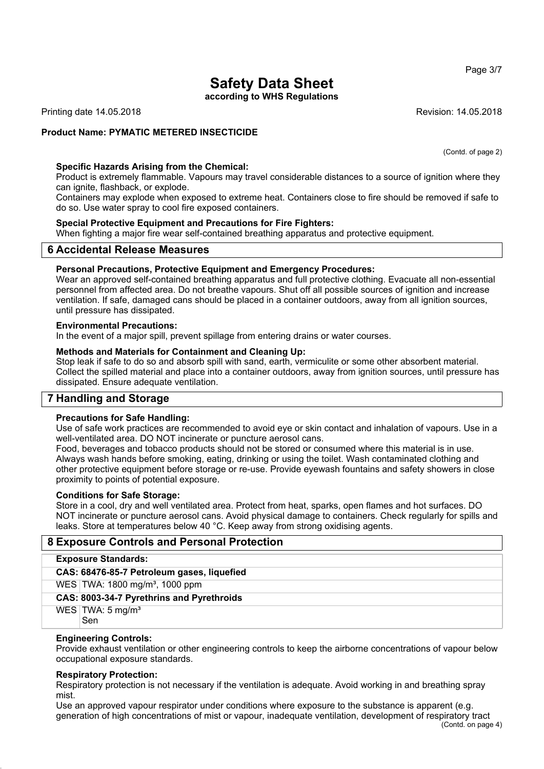(Contd. of page 2)

**Specific Hazards Arising from the Chemical:**
Product is extremely flammable. Vapours may travel considerable distances to a source of ignition where they can ignite, flashback, or explode.
Containers may explode when exposed to extreme heat. Containers close to fire should be removed if safe to do so. Use water spray to cool fire exposed containers.

**Special Protective Equipment and Precautions for Fire Fighters:**
When fighting a major fire wear self-contained breathing apparatus and protective equipment.

## 6 Accidental Release Measures

**Personal Precautions, Protective Equipment and Emergency Procedures:**
Wear an approved self-contained breathing apparatus and full protective clothing. Evacuate all non-essential personnel from affected area. Do not breathe vapours. Shut off all possible sources of ignition and increase ventilation. If safe, damaged cans should be placed in a container outdoors, away from all ignition sources, until pressure has dissipated.

**Environmental Precautions:**
In the event of a major spill, prevent spillage from entering drains or water courses.

**Methods and Materials for Containment and Cleaning Up:**
Stop leak if safe to do so and absorb spill with sand, earth, vermiculite or some other absorbent material. Collect the spilled material and place into a container outdoors, away from ignition sources, until pressure has dissipated. Ensure adequate ventilation.

## 7 Handling and Storage

**Precautions for Safe Handling:**
Use of safe work practices are recommended to avoid eye or skin contact and inhalation of vapours. Use in a well-ventilated area. DO NOT incinerate or puncture aerosol cans.
Food, beverages and tobacco products should not be stored or consumed where this material is in use. Always wash hands before smoking, eating, drinking or using the toilet. Wash contaminated clothing and other protective equipment before storage or re-use. Provide eyewash fountains and safety showers in close proximity to points of potential exposure.

**Conditions for Safe Storage:**
Store in a cool, dry and well ventilated area. Protect from heat, sparks, open flames and hot surfaces. DO NOT incinerate or puncture aerosol cans. Avoid physical damage to containers. Check regularly for spills and leaks. Store at temperatures below 40 °C. Keep away from strong oxidising agents.

## 8 Exposure Controls and Personal Protection

**Exposure Standards:**

| | |
|---|---|
| **CAS: 68476-85-7 Petroleum gases, liquefied** | |
| WES | TWA: 1800 mg/m³, 1000 ppm |
| **CAS: 8003-34-7 Pyrethrins and Pyrethroids** | |
| WES | TWA: 5 mg/m³<br>Sen |

**Engineering Controls:**
Provide exhaust ventilation or other engineering controls to keep the airborne concentrations of vapour below occupational exposure standards.

**Respiratory Protection:**
Respiratory protection is not necessary if the ventilation is adequate. Avoid working in and breathing spray mist.
Use an approved vapour respirator under conditions where exposure to the substance is apparent (e.g. generation of high concentrations of mist or vapour, inadequate ventilation, development of respiratory tract

(Contd. on page 4)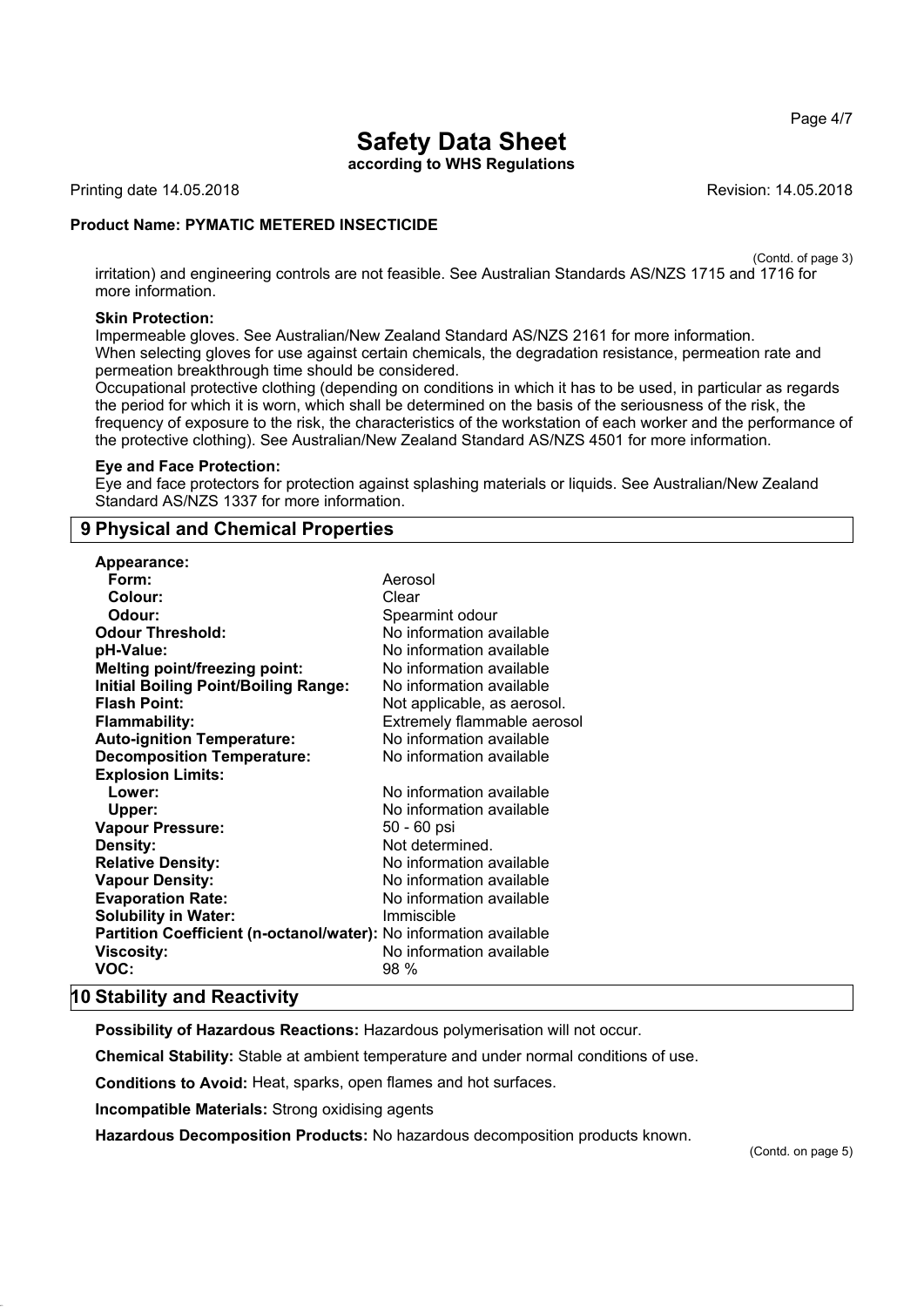irritation) and engineering controls are not feasible. See Australian Standards AS/NZS 1715 and 1716 for more information.

**Skin Protection:**
Impermeable gloves. See Australian/New Zealand Standard AS/NZS 2161 for more information.
When selecting gloves for use against certain chemicals, the degradation resistance, permeation rate and permeation breakthrough time should be considered.
Occupational protective clothing (depending on conditions in which it has to be used, in particular as regards the period for which it is worn, which shall be determined on the basis of the seriousness of the risk, the frequency of exposure to the risk, the characteristics of the workstation of each worker and the performance of the protective clothing). See Australian/New Zealand Standard AS/NZS 4501 for more information.

**Eye and Face Protection:**
Eye and face protectors for protection against splashing materials or liquids. See Australian/New Zealand Standard AS/NZS 1337 for more information.

## 9 Physical and Chemical Properties

| | |
|---|---|
| **Appearance:** | |
| **Form:** | Aerosol |
| **Colour:** | Clear |
| **Odour:** | Spearmint odour |
| **Odour Threshold:** | No information available |
| **pH-Value:** | No information available |
| **Melting point/freezing point:** | No information available |
| **Initial Boiling Point/Boiling Range:** | No information available |
| **Flash Point:** | Not applicable, as aerosol. |
| **Flammability:** | Extremely flammable aerosol |
| **Auto-ignition Temperature:** | No information available |
| **Decomposition Temperature:** | No information available |
| **Explosion Limits:** | |
| **Lower:** | No information available |
| **Upper:** | No information available |
| **Vapour Pressure:** | 50 - 60 psi |
| **Density:** | Not determined. |
| **Relative Density:** | No information available |
| **Vapour Density:** | No information available |
| **Evaporation Rate:** | No information available |
| **Solubility in Water:** | Immiscible |
| **Partition Coefficient (n-octanol/water):** | No information available |
| **Viscosity:** | No information available |
| **VOC:** | 98 % |

## 10 Stability and Reactivity

**Possibility of Hazardous Reactions:** Hazardous polymerisation will not occur.

**Chemical Stability:** Stable at ambient temperature and under normal conditions of use.

**Conditions to Avoid:** Heat, sparks, open flames and hot surfaces.

**Incompatible Materials:** Strong oxidising agents

**Hazardous Decomposition Products:** No hazardous decomposition products known.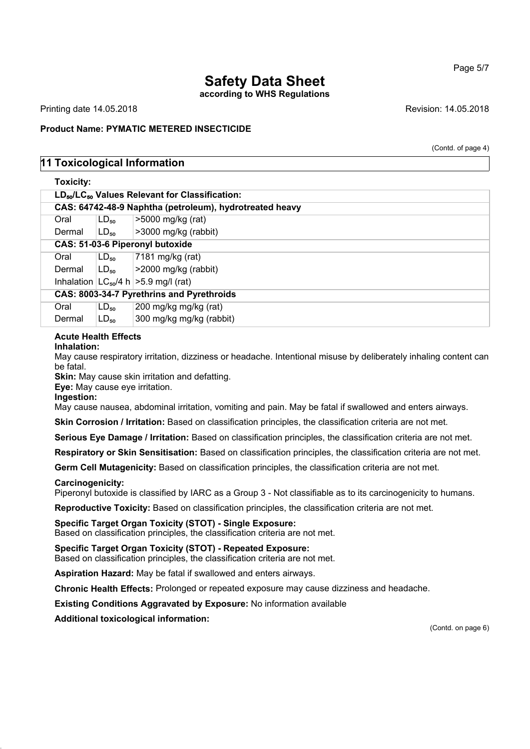# Safety Data Sheet

**according to WHS Regulations**

Printing date 14.05.2018 Revision: 14.05.2018

**Product Name: PYMATIC METERED INSECTICIDE**

(Contd. of page 4)

## 11 Toxicological Information

**Toxicity:**

| $LD_{50}/LC_{50}$ Values Relevant for Classification: | | |
|---|---|---|
| **CAS: 64742-48-9 Naphtha (petroleum), hydrotreated heavy** | | |
| Oral | $LD_{50}$ | >5000 mg/kg (rat) |
| Dermal | $LD_{50}$ | >3000 mg/kg (rabbit) |
| **CAS: 51-03-6 Piperonyl butoxide** | | |
| Oral | $LD_{50}$ | 7181 mg/kg (rat) |
| Dermal | $LD_{50}$ | >2000 mg/kg (rabbit) |
| Inhalation | $LC_{50}$/4 h | >5.9 mg/l (rat) |
| **CAS: 8003-34-7 Pyrethrins and Pyrethroids** | | |
| Oral | $LD_{50}$ | 200 mg/kg mg/kg (rat) |
| Dermal | $LD_{50}$ | 300 mg/kg mg/kg (rabbit) |

**Acute Health Effects**

**Inhalation:**

May cause respiratory irritation, dizziness or headache. Intentional misuse by deliberately inhaling content can be fatal.

**Skin:** May cause skin irritation and defatting.

**Eye:** May cause eye irritation.

**Ingestion:**

May cause nausea, abdominal irritation, vomiting and pain. May be fatal if swallowed and enters airways.

**Skin Corrosion / Irritation:** Based on classification principles, the classification criteria are not met.

**Serious Eye Damage / Irritation:** Based on classification principles, the classification criteria are not met.

**Respiratory or Skin Sensitisation:** Based on classification principles, the classification criteria are not met.

**Germ Cell Mutagenicity:** Based on classification principles, the classification criteria are not met.

**Carcinogenicity:**

Piperonyl butoxide is classified by IARC as a Group 3 - Not classifiable as to its carcinogenicity to humans.

**Reproductive Toxicity:** Based on classification principles, the classification criteria are not met.

**Specific Target Organ Toxicity (STOT) - Single Exposure:**

Based on classification principles, the classification criteria are not met.

**Specific Target Organ Toxicity (STOT) - Repeated Exposure:**

Based on classification principles, the classification criteria are not met.

**Aspiration Hazard:** May be fatal if swallowed and enters airways.

**Chronic Health Effects:** Prolonged or repeated exposure may cause dizziness and headache.

**Existing Conditions Aggravated by Exposure:** No information available

**Additional toxicological information:**

(Contd. on page 6)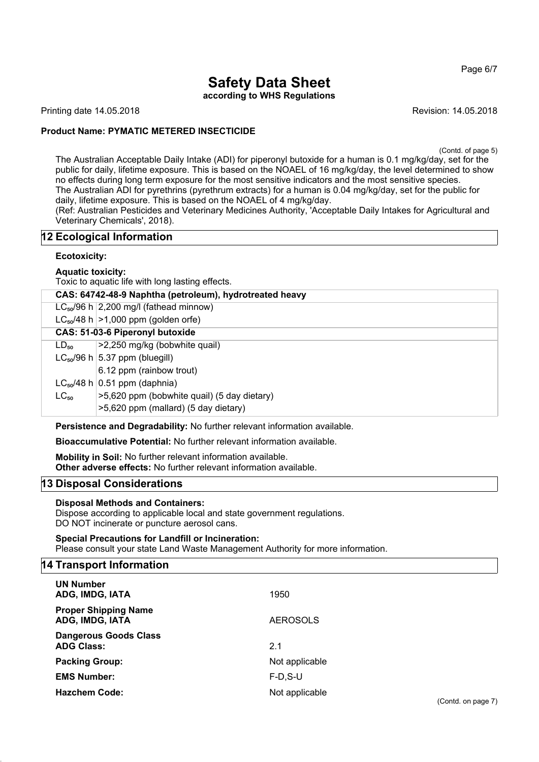(Contd. of page 5)

The Australian Acceptable Daily Intake (ADI) for piperonyl butoxide for a human is 0.1 mg/kg/day, set for the public for daily, lifetime exposure. This is based on the NOAEL of 16 mg/kg/day, the level determined to show no effects during long term exposure for the most sensitive indicators and the most sensitive species.
The Australian ADI for pyrethrins (pyrethrum extracts) for a human is 0.04 mg/kg/day, set for the public for daily, lifetime exposure. This is based on the NOAEL of 4 mg/kg/day.
(Ref: Australian Pesticides and Veterinary Medicines Authority, 'Acceptable Daily Intakes for Agricultural and Veterinary Chemicals', 2018).

## 12 Ecological Information

**Ecotoxicity:**

**Aquatic toxicity:**
Toxic to aquatic life with long lasting effects.

| **CAS: 64742-48-9 Naphtha (petroleum), hydrotreated heavy** | |
|---|---|
| $LC_{50}$/96 h | 2,200 mg/l (fathead minnow) |
| $LC_{50}$/48 h | >1,000 ppm (golden orfe) |
| **CAS: 51-03-6 Piperonyl butoxide** | |
| $LD_{50}$ | >2,250 mg/kg (bobwhite quail) |
| $LC_{50}$/96 h | 5.37 ppm (bluegill) |
| | 6.12 ppm (rainbow trout) |
| $LC_{50}$/48 h | 0.51 ppm (daphnia) |
| $LC_{50}$ | >5,620 ppm (bobwhite quail) (5 day dietary) |
| | >5,620 ppm (mallard) (5 day dietary) |

**Persistence and Degradability:** No further relevant information available.

**Bioaccumulative Potential:** No further relevant information available.

**Mobility in Soil:** No further relevant information available.
**Other adverse effects:** No further relevant information available.

## 13 Disposal Considerations

**Disposal Methods and Containers:**
Dispose according to applicable local and state government regulations.
DO NOT incinerate or puncture aerosol cans.

**Special Precautions for Landfill or Incineration:**
Please consult your state Land Waste Management Authority for more information.

## 14 Transport Information

**UN Number**
**ADG, IMDG, IATA** 1950

**Proper Shipping Name**
**ADG, IMDG, IATA** AEROSOLS

**Dangerous Goods Class**
**ADG Class:** 2.1

**Packing Group:** Not applicable

**EMS Number:** F-D,S-U

**Hazchem Code:** Not applicable

(Contd. on page 7)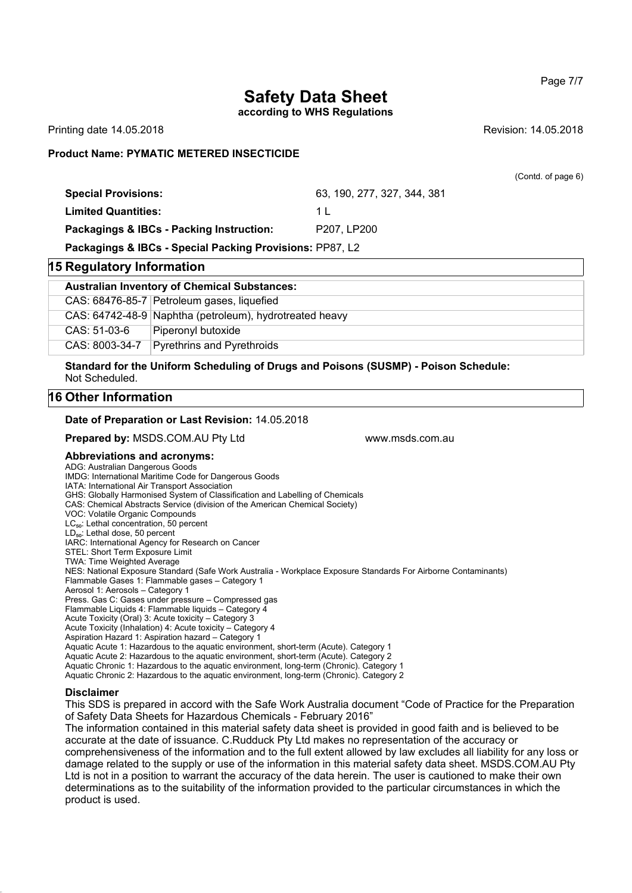(Contd. of page 6)

**Special Provisions:** 63, 190, 277, 327, 344, 381

**Limited Quantities:** 1 L

**Packagings & IBCs - Packing Instruction:** P207, LP200

**Packagings & IBCs - Special Packing Provisions:** PP87, L2

## 15 Regulatory Information

**Australian Inventory of Chemical Substances:**

| | |
|---|---|
| CAS: 68476-85-7 | Petroleum gases, liquefied |
| CAS: 64742-48-9 | Naphtha (petroleum), hydrotreated heavy |
| CAS: 51-03-6 | Piperonyl butoxide |
| CAS: 8003-34-7 | Pyrethrins and Pyrethroids |

**Standard for the Uniform Scheduling of Drugs and Poisons (SUSMP) - Poison Schedule:**
Not Scheduled.

## 16 Other Information

**Date of Preparation or Last Revision:** 14.05.2018

**Prepared by:** MSDS.COM.AU Pty Ltd www.msds.com.au

**Abbreviations and acronyms:**

ADG: Australian Dangerous Goods
IMDG: International Maritime Code for Dangerous Goods
IATA: International Air Transport Association
GHS: Globally Harmonised System of Classification and Labelling of Chemicals
CAS: Chemical Abstracts Service (division of the American Chemical Society)
VOC: Volatile Organic Compounds
$LC_{50}$: Lethal concentration, 50 percent
$LD_{50}$: Lethal dose, 50 percent
IARC: International Agency for Research on Cancer
STEL: Short Term Exposure Limit
TWA: Time Weighted Average
NES: National Exposure Standard (Safe Work Australia - Workplace Exposure Standards For Airborne Contaminants)
Flammable Gases 1: Flammable gases – Category 1
Aerosol 1: Aerosols – Category 1
Press. Gas C: Gases under pressure – Compressed gas
Flammable Liquids 4: Flammable liquids – Category 4
Acute Toxicity (Oral) 3: Acute toxicity – Category 3
Acute Toxicity (Inhalation) 4: Acute toxicity – Category 4
Aspiration Hazard 1: Aspiration hazard – Category 1
Aquatic Acute 1: Hazardous to the aquatic environment, short-term (Acute). Category 1
Aquatic Acute 2: Hazardous to the aquatic environment, short-term (Acute). Category 2
Aquatic Chronic 1: Hazardous to the aquatic environment, long-term (Chronic). Category 1
Aquatic Chronic 2: Hazardous to the aquatic environment, long-term (Chronic). Category 2

**Disclaimer**

This SDS is prepared in accord with the Safe Work Australia document "Code of Practice for the Preparation of Safety Data Sheets for Hazardous Chemicals - February 2016"

The information contained in this material safety data sheet is provided in good faith and is believed to be accurate at the date of issuance. C.Rudduck Pty Ltd makes no representation of the accuracy or comprehensiveness of the information and to the full extent allowed by law excludes all liability for any loss or damage related to the supply or use of the information in this material safety data sheet. MSDS.COM.AU Pty Ltd is not in a position to warrant the accuracy of the data herein. The user is cautioned to make their own determinations as to the suitability of the information provided to the particular circumstances in which the product is used.